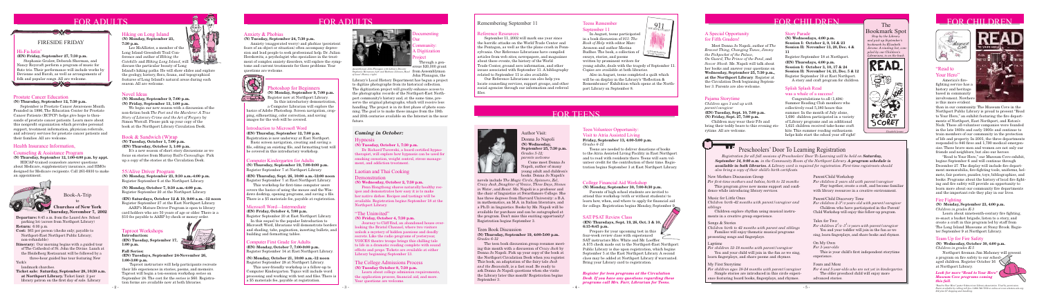# FOR ADULTS

## FIRESIDE FRIDAY

### Hi-Fa-latin'

**(EN) Friday, September 27, 7:30 p.m.**

Stephanie Gruber, Deborah Sherman, and Nancy Roycroft perform a program of music for flute trio. Their performance will include works by Devienne and Rarob, as well as arrangements of folk and popular songs. All are welcome.

### Prostate Cancer Education

**(N) Thursday, September 12, 7:30 p.m.**

September is Prostate Cancer Awareness Month. Founded in 1996, The Education Center for Prostate Cancer Patients (ECPCP) helps give hope to thousands of prostate cancer patients. Learn more about this nonprofit organization which provides personal support, treatment information, physician referrals, and advisory services for prostate cancer patients and their families. All are welcome.

### Health Insurance Information, Counseling & Assistance Program

**(N) Thursday, September 12, 1:00-4:00 p.m. by appt.**

HIICAP-trained counselor answers questions about Medicare, supplementary insurance, and HMOs designed for Medicare recipients. Call 261-6930 to make an appointment.

### Book-A-Trip

**Churches of New York**
**Thursday, November 7, 2002**

**Departure:** 8:45 a.m. from the Laurel Ave. School parking lot (across from Northport Library)

**Return:** 6:00 p.m.

**Cost:** $61 per person (checks only; payable to Northport-East Northport Public Library; non-refundable)

**Itinerary:** Our morning begins with a guided tour of The Cathedral of St. John the Divine. Lunch at the Heidelberg Restaurant will be followed by a three-hour guided tour featuring New York's landmark churches.

**Ticket sale: Saturday, September 28, 10:30 a.m. at Northport Library.** Ticket limit: 2 per library patron on the first day of sale. Library

### Hiking on Long Island

**(N) Monday, September 23, 7:30 p.m.**

Lee McAllister, a member of the Long Island Greenbelt Trail Conference and author of *Hiking the Catskills* and *Hiking Long Island*, will discuss the particular beauty of Long Island's hiking paths. He will show slides and explore the geology, history, flora, fauna, and topographical features of Long Island's natural areas during each season. All are welcome.

### Novel Ideas

**(N) Monday, September 9, 7:00 p.m.**
**(N) Friday, September 13, 1:00 p.m.**

We begin our new season with a discussion of the non-fiction book *The Poet and the Murderer: A True Story of Literary Crime and the Art of Forgery* by Simon Worrall. Please pick up your copy of the book at the Northport Library Circulation Desk.

### Book & Sandwich [W]rap

**(N) Tuesday, October 1, 7:00 p.m.**
**(EN) Thursday, October 3, 1:00 p.m.**

It's a new season of short story discussions as we focus on stories from Murray Bail's *Camouflage*. Pick up a copy of the stories at the Circulation Desk.

### 55/Alive Driver Program

**(N) Monday, September 23, 9:30 a.m.-4:00 p.m.**
Register September 6 at the Northport Library.

**(N) Monday, October 7, 9:30 a.m.-4:00 p.m.**
Register September 23 at the Northport Library.

**(EN) Saturdays, October 12 & 19, 9:00 a.m.-12 noon**
Register September 21 at the East Northport Library.

AARP's Mature Driver Program is open to library card holders who are 50 years of age or older. There is a $10 fee payable to AARP by check or money order.

### Tapout Workshops

**Introduction:**
**(EN) Tuesday, September 17, 1:00 p.m.**

**Fall Series:**
**(EN) Tuesdays, September 24-November 26, 1:00-3:00 p.m.**

Tapout instructors will help participants recreate their life experiences in stories, poems, and memoirs. Tapout will begin a ten-session workshop series on September 24. The cost for the series is $60. Registration forms are available now at both libraries.

# FOR ADULTS

### Anxiety & Phobias

**(N) Tuesday, September 24, 7:30 p.m.**

Anxiety (exaggerated worry) and phobias (persistent fears of an object or situation) often accompany depression and lead people to seek professional help. Dr. Julian Herskowitz, a psychologist who specializes in the treatment of complex anxiety disorders will explore the symptoms and current treatment for these problems. Your questions are welcome.

### Photoshop for Beginners

**(N) Monday, September 9, 7:00 p.m.**
Register now at Northport Library.

In this introductory demonstration, a Computer Librarian will explore the basics of Adobe Photoshop. Scroon navigation, cropping, silhouetting, color correction, and saving images for the web will be covered.

### Introduction to Microsoft Word

**(EN) Thursday, September 12, 7:00 p.m.**

Registration is now underway at East Northport. Basic screen navigation, creating and saving a file, editing an existing file, and formatting text will be covered in this introductory workshop.

### Computer Kindergarten for Adults

**(N) Thursday, September 19, 7:00-9:00 p.m.**
Register September 7 at Northport Library.

**(EN) Thursday, Sept. 26, 10:00 a.m.-12:00 noon**
Register September 7 at East Northport Library.

This workshop for first-time computer users covers the basics of using the mouse and the Windows desktop, opening programs, and saving a file. There is a $5 materials fee, payable at registration.

### Microsoft Word—Intermediate

**(EN) Friday, October 4, 7:00 p.m.**
Register September 20 at East Northport Library.

In this sequel to the popular Introduction to Microsoft Word, librarians will demonstrate borders and shading, tabs, pagination, inserting bullets, and building and formatting tables.

### Computer First Grade for Adults

**(N) Monday, October 7, 7:00-9:00 p.m.**
Register September 14 at East Northport Library.

**(N) Monday, October 21, 10:00 a.m.-12 noon**
Register September 28 at Northport Library.

This user-friendly workshop is a follow-up to Computer Kindergarten. Topics will include word processing and working with text and files. There is a $5 materials fee, payable at registration.

### Documenting Our Community: A Digitization Project

Through a generous $20,000 grant from Assemblyman John Flanagan, the Library's Local History Department has begun a project to digitize photographs from its historical collection. The digitization project will greatly enhance access to the photographic records of the Northport-East Northport community's history and, at the same time, preserve the original photographs, which will receive less handling. The project is in the first phase of photo scanning. The goal is to make these images from the 19th and 20th centuries available on the Internet in the near future.

*Assemblyman John Flanagan with Library Director Stephanie Heineman (left) and Barbara Gilmore, Head of Local History (right).*

## Coming in October:

### Hypnosis

**(N) Tuesday, October 1, 7:30 p.m.**

Dr. Richard Turowski, a board-certified hypnotherapist, will explore how hypnosis can be used for smoking cessation, weight control, stress management, and addiction treatment.

### Lactation and Thai Cooking Demonstration

**(N) Wednesday, October 2, 7:30 p.m.**

Pean Boonthong shares naturally healthy recipes and demonstrates how easy it is to make her native dishes. Recipes and tastings will be available. Registration begins September 18 at the Northport Library.

### "The Uninvited"

**(N) Friday, October 4, 7:30 p.m.**

Journey to Cliff End, an abandoned house overlooking the Bristol Channel, where two visitors unlock a mystery of hidden passions and deadly secrets. Like the radio programs of yesteryear, VOICES theatre troupe brings this chilling tale to life in a dramatic reading complete with sound effects and props. Tickets are available at either Library beginning September 21.

### The College Admissions Process

**(N) Tuesday, October 8, 7:30 p.m.**

Learn about college admission requirements, the application process, financial aid, and more. Your questions are welcome.

## Remembering September 11

### Reference Resources

September 11, 2002 will mark one year since the horrific attacks on the World Trade Center and the Pentagon, as well as the plane crash in Pennsylvania. Our Reference Librarians have compiled articles from web sites, newspapers, and magazines about these events, the history of the World Trade Center, ground zero information, and other issues associated with September 11. A bibliography related to September 11 is also available.

Our Reference Librarians can also help you locate counseling services, support groups, and other social agencies through our information and referral files.

### Teens Remember September 11

In August, teens participated in a book discussion of *911: The Book of Help* with editor Marc Aronson and author Marcus Budhos. The book, a collection of essays, stories, and poems written by prominent writers for young adults, deals with the tragedy of September 11. Copies are available at both libraries.

Also in August, teens completed a quilt which will be on display in the Library's "Reflection & Remembrance" Exhibition which opens at the Northport Library on September 8.

# FOR TEENS

### Author Visit: Donna Jo Napoli

**(N) Wednesday, September 25, 7:30 p.m.**
*Grades 5-12, parents welcome*

Come meet Donna Jo Napoli, author of many young adult and children's books. Donna Jo Napoli's novels include *The Magic Circle*, *Spinners*, *Zel*, *Crazy Jack*, *Daughter of Venice*, *Three Days*, *Stones in Water*, and *Beast*. Ms. Napoli is a professor and the chair of linguistics at Swarthmore College. She has three degrees from Harvard University: a B.A. in mathematics, an M.A. in Italian literature, and a Ph.D. in linguistics. Books by Ms. Napoli will be available for purchase and can be autographed at the program. Don't miss this exciting opportunity! Registration begins September 5.

### Teen Book Discussion

**(N) Thursday, September 19, 4:00-5:00 p.m.**
*Grades 6-12*

The teen book discussion group resumes meeting this month with a discussion of *Crazy Jack* by Donna Jo Napoli. Pick up your copy of the book at the Northport Circulation Desk when you register. This book, an adaptation of the fairy tale *Jack and the Beanstalk*, is a fast read. Be ready to ask Donna Jo Napoli questions when she visits the Library later this month! Registration begins September 3.

### Teen Volunteer Opportunity: Visit to Atria Assisted Living

**Friday, September 13, 4:00-5:00 p.m.**
*Grades 6-12*

Teens are needed to deliver donations of books to the Atria Assisted Living Facility in East Northport and to read with residents there. Teens will earn volunteer credit for the contribution of their time. Registration begins September 3 at East Northport Library.

### College Financial Aid Workshop

**(N) Monday, September 30, 7:00-8:30 p.m.**

Parents of high school students are invited to attend this workshop (with or without students) to learn how, when, and where to apply for financial aid for college. Registration begins Monday, September 9.

### SAT/PSAT Review Class

**(EN) Thursdays, Sept. 19, 26, Oct. 3 & 10, 6:15-8:45 p.m.**

Prepare for your upcoming test in this four-week review class with experienced SAT instructors Mrs. White and Mr. Loeffler. A $75 check made out to the Northport-East Northport Public Library is due upon registration, which begins September 5 at the East Northport Library. A second class may be added at Northport Library if warranted. Bring your Library card to registration.

***Register for teen programs at the Circulation Desk. If you have any questions regarding these programs call Mrs. Farr, Librarian for Teens.***

# FOR CHILDREN

### A Special Opportunity for Fifth Graders!

Meet Donna Jo Napoli, author of *The Bravest Thing*, *Changing Tunes*, *Jimmy the Pickpocket of the Palace*, *On Guard*, *The Prince of the Pond*, and *Soccer Shock*. Ms. Napoli will talk about her books and answer your questions on **Wednesday, September 25, 7:30 p.m., at the Northport Library.** Register at the Circulation Desk beginning September 5. Parents are also welcome.

### Pajama Storytime

*Children ages 3 and up with parent/caregiver*

**(EN) Tuesday, Sept. 10, 7:00 p.m.**
**(N) Friday, Sept. 27, 7:00 p.m.**

Children may wear their PJ's and bring their teddy bears to this evening storytime. All are welcome.

### Story Parade

**(N) Wednesdays, 4:00 p.m.**
**Session I: October 2, 9, 16 & 23**
**Session II: November 13, 20, Dec. 4 & 11**

Register September 18 at Northport.

**(EN) Thursdays, 4:00 p.m.**
**Session I: October 3, 10, 17 & 24**
**Session II: November 14, 21, Dec. 5 & 12**

Register September 19 at East Northport.

A story and craft program for children.

### Splash Splash Read was a whale of a success!

Congratulations to all (1,494) Summer Reading Club members who collectively read 5,380 hours this summer. In the month of July alone, 1,690 children participated in a variety of Library programs and an additional 1,621 children received take-home craft kits. The summer reading enthusiasm helps kids start the school year off right!

### The Bookmark Spot

*Stop by the Library and pick up September's bookmark by Elizabeth Isaacs. A reading list, compiled by our Children's Librarians, is on the back.*

## Preschoolers' Door To Learning Registration

*Registration for all fall sessions of Preschoolers' Door To Learning will be held on* ***Saturday, September 14, 9:00 a.m. in the Community Room of the Northport Library. A program schedule is available in both libraries.*** *A Library card is required for registration. First-time registrants should also bring a copy of their child's birth certificate.*

**New Mothers Discussion Group**
*For first-time mothers and babies, birth to 12 months*
This program gives new moms support and confidence while introducing library services.

**Music for Little Ones**
*Children birth–42 months with parent/caregiver and siblings*
Children explore rhythm using musical instruments in a creative group experience.

**Songs & Stories**
*Children birth to 42 months with parent and siblings*
Families will enjoy thematic musical programs presenting songs and fingerplays.

**Laptime**
*For children 12-18 months with parent/caregiver*
You and your child will join in the fun as we sing, learn fingerplays, and share poems and rhymes.

**My First Storytime**
*For children age 18-36 months with parent/caregiver*
Simple stories are introduced in this circle experience featuring board books, fingerplays, and rhymes.

**Parent/Child Workshop**
*For children 2 years old with parent/caregiver*
Play together, create a craft, and become familiar with library resources in a creative environment.

**Parent/Child Discovery Time**
*For children 2 1/2-3 years old with parent/caregiver*
Children who have participated in the Parent/Child Workshop will enjoy this follow-up program.

**Tales for Two**
*For children 2 1/2-3 1/2 years with parent/caregiver*
You and your toddler will join in the fun as we sing, learn fingerplays, and share books and rhymes.

**On My Own**
*For 3 year-olds*
This is your child's first independent storytime experience.

**Fours and More**
*For 4 and 5 year-olds who are not yet in kindergarten*
The older preschool child will enjoy more advanced stories

# FOR CHILDREN

### "Read to Your Hero"

America's fire-fighting service has a history and heritage based in community involvement. Nowhere is this more evident than in our community. The Museum Cove in the Northport Public Library is proud to present "Read to Your Hero," an exhibit featuring the fire departments of Northport, East Northport, and Eaton's Neck. These all-volunteer companies were founded in the late 1800s and early 1900s and continue to train members of our community in the protection of life and property. In 2001, the three departments responded to 840 fires and 1,790 medical emergencies. These brave men and women are not only our friends and neighbors, but also our heroes.

"Read to Your Hero," our Museum Cove exhibit, begins September 8 and will continue through December 27. The display will include fire department memorabilia, fire-fighting tools, uniforms, helmets, fire posters, puzzles, toys, bibliographies, and books. Programs about the history of local fire-fighting and fire safety will provide an opportunity to learn more about our community fire departments and the important role they play in our lives.

### Fire Fighting

**(N) Saturday, September 21, 4:00 p.m.**
*Children in grades K-3*

Learn about nineteenth-century fire fighting, re-enact a bucket brigade, listen to a story, and create a craft in this program led by staff from The Long Island Museum at Stony Brook. Register September 9 at Northport Library.

### Team Up for Fire Safety

**(N) Wednesday, October 30, 4:00 p.m.**
*Children in grades K-3*

Northport fireman Jim Mahoney will present a program on fire safety to our school-aged children. Register October 16 at Northport Library.

***Look for more "Read to Your Hero" Museum Cove programs coming this fall.***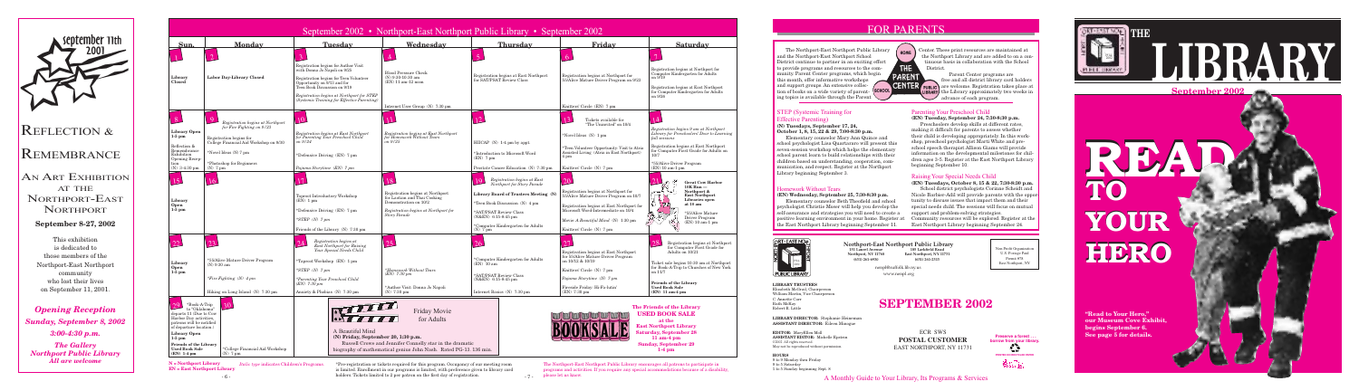# Reflection & Remembrance

## An Art Exhibition at the Northport-East Northport

**September 8-27, 2002**

This exhibition is dedicated to those members of the Northport-East Northport community who lost their lives on September 11, 2001.

***Opening Reception***
***Sunday, September 8, 2002***
***3:00-4:30 p.m.***
***The Gallery***
***Northport Public Library***
***All are welcome***

## September 2002 • Northport-East Northport Public Library • September 2002

| Sun. | Monday | Tuesday | Wednesday | Thursday | Friday | Saturday |
|---|---|---|---|---|---|---|
| 1 Library Closed | 2 Labor Day-Library Closed | 3 Registration begins for Author Visit with Donna Jo Napoli on 9/25; Registration begins for Teen Volunteer Opportunity on 9/10 and for Teen Book Discussion on 9/19; *Registration begins at Northport for STEP (Systemic Training for Effective Parenting)* | 4 Blood Pressure Check (N) 9:30-10:30 am (EN) 11 am-12 noon; Internet User Group (N) 7:30 pm | 5 Registration begins for SAT/PSAT Review Class | 6 Registration begins at Northport for 55/Alive Mature Driver Program on 9/21; Knitters' Circle (EN) 7 pm | 7 Registration begins at Northport for Computer Kindergarten for Adults on 9/19; Registration begins at Northport for Computer Kindergarten for Adults on 9/26 |
| 8 Library Open 1-5 pm; Reflection & Remembrance Exhibition Opening Reception (N) 3-4:30 pm | 9 *Registration begins at Northport for Fire Fighting on 9/23*; Registration begins for College Financial Aid Workshop on 9/30; \*Novel Ideas (N) 7 pm; \*Photoshop for Beginners (N) 7 pm | 10 *Registration begins at East Northport for Parenting Your Preschool Child on 9/24*; \*Defensive Driving (EN) 7 pm; *Pajama Storytime (EN) 7 pm* | 11 *Registration begins at East Northport for Homework Without Tears on 9/25* | 12 HICAP (N) 1-4 pm by appt.; \*Introduction to Microsoft Word (EN) 7 pm; Prostate Cancer Education (N) 7:30 pm | 13 Tickets available for "The Daunted" on 10/4; \*Novel Ideas (N) 1 pm; \*Teen Volunteer Opportunity Visit to Atria Assisted Living (Atria in East Northport) 3 pm; Knitters' Circle (N) 7 pm | 14 *Registration begins 9 am at Northport Library for Preschoolers' Door to Learning fall sessions*; Registration begins at East Northport for Computer First Grade for Adults on 10/7; \*55/Alive Driver Program (EN) 10 am-5 pm |
| 15 Library Open 1-5 pm | 16 | 17 Tapeed Introductory Workshop (EN) 1 pm; \*Defensive Driving (EN) 7 pm; \*STEP (N) 7 pm; Friends of the Library (N) 7:30 pm | 18 Registration begins at Northport for Lecture and Thai Cooking Demonstration on 10/2; *Registration begins at Northport for Story Parade* | 19 *Registration begins at East Northport for Story Parade*; **Library Board of Trustees Meeting (N)**; \*Teen Book Discussion (N) 4 pm; \*SAT/PSAT Review Class (N&EN) 6:15-9:45 pm; \*Computer Kindergarten for Adults (N) 7 pm | 20 Registration begins at Northport for 55/Alive Mature Driver Program on 10/7; Registration begins at East Northport for Microsoft Word Intermediate on 10/4; *Movie: A Beautiful Mind (N) 1:30 pm*; Knitters' Circle (N) 7 pm | 21 **Great Cow Harbor 10K Run — Northport & East Northport Libraries open at 10 am**; \*55/Alive Mature Driver Program (EN) 10 am-5 pm |
| 22 Library Open 1-5 pm | 23 \*55/Alive Mature Driver Program (N) 9:30 am; \*Fire Fighting (N) 4 pm; Hiking on Long Island (N) 7:30 pm | 24 *Registration begins at East Northport for Raising Your Special Needs Child*; \*Tapeed Workshop (EN) 1 pm; \*STEP (N) 7 pm; *\*Parenting Your Preschool Child (EN) 7:30 pm*; Anxiety & Phobias (N) 7:30 pm | 25 *\*Homework Without Tears (EN) 7:30 pm*; \*Author Visit: Donna Jo Napoli (N) 7:30 pm | 26 \*Computer Kindergarten for Adults (N) 10 am; \*SAT/PSAT Review Class (N&EN) 6:15-9:45 pm; Internet Basics (N) 7:30 pm | 27 Registration begins at East Northport for 55/Alive Mature Driver Program on 10/12 & 10/19; Knitters' Circle (N) 7 pm; *Pajama Storytime (N) 7 pm*; Fireside Friday: Hi-Fo Into (EN) 7:30 pm | 28 Registration begins at Northport for Computer First Grade for Adults on 10/21; Ticket sale begins 10:30 am at Northport for Book-A-Trip to Chamber of New York on 11/7; **Friends of the Library Used Book Sale (EN) 11 am-4 pm** |
| 29 \*Book-A-Trip to "Oklahoma!" departs 11:15am to Cow Harbor Day activities, patrons will be notified of departure location; **Library Open 1-5 pm**; **Friends of the Library Used Book Sale (EN) 1-4 pm** | 30 \*College Financial Aid Workshop (N) 7 pm | | | | | |

**N = Northport Library**
**EN = East Northport Library**

*Italic type indicates Children's Programs*

\*Pre-registration or tickets required for this program. Occupancy of our meeting room is limited. Enrollment in our programs is limited, with preference given to library card holders. Tickets limited to 2 per patron on the first day of registration.

**Friday Movie for Adults**

A Beautiful Mind
**(N) Friday, September 20, 1:30 p.m.**
Russell Crowe and Jennifer Connelly star in the dramatic biography of mathematical genius John Nash. Rated PG-13. 136 min.

**BOOKSALE**

**The Friends of the Library USED BOOK SALE at the East Northport Library**
**Saturday, September 28 11 am-4 pm**
**Sunday, September 29 1-4 pm**

The Northport-East Northport Public Library encourages all patrons to participate in programs and activities. If you require any special accommodations because of a disability, please let us know.

## FOR PARENTS

The Northport-East Northport Public Library and the Northport-East Northport School District continue to partner in an exciting effort to provide programs and resources to the community. Parent Center programs, which begin this month, offer informative workshops and support groups. An extensive collection of books on a wide variety of parenting topics is available through the Parent Center. These print resources are maintained at the Northport Library and are added to on a continuous basis in collaboration with the School District.

Parent Center programs are free and all district library card holders are welcome. Registration takes place at the Library approximately two weeks in advance of each program.

### STEP (Systemic Training for Effective Parenting)

**(N) Tuesdays, September 17, 24, October 1, 8, 15, 22 & 29, 7:00-8:30 p.m.**

Elementary counselor Mary Ann Quintero and school psychologist Lisa Quartararo will present this seven-session workshop which helps the elementary school parent learn to build relationships with their children based on understanding, cooperation, communication, and respect. Register at the Northport Library beginning September 3.

### Homework Without Tears

**(EN) Wednesday, September 25, 7:30-8:30 p.m.**

Elementary counselor Beth Theofield and school psychologist Christie Moser will help you develop the self-assurance and strategies you will need to create a positive learning environment in your home. Register at the East Northport Library beginning September 11.

### Parenting Your Preschool Child

**(EN) Tuesday, September 24, 7:30-8:30 p.m.**

Preschoolers develop skills at different rates, making it difficult for parents to assess whether their child is developing appropriately. In this workshop, preschool psychologist Marti White and pre-school speech therapist Allison Glazer will provide information on the developmental milestones for children ages 3-5. Register at the East Northport Library beginning September 10.

### Raising Your Special Needs Child

**(EN) Tuesdays, October 8, 15 & 22, 7:30-8:30 p.m.**

School district psychologists Corinne Schmidt and Nicole Barbier-Adil will provide parents with the opportunity to discuss issues that impact them and their special needs child. The sessions will focus on mutual support and problem-solving strategies. Community resources will be explored. Register at the East Northport Library beginning September 24.

**Northport-East Northport Public Library**

151 Laurel Avenue
Northport, NY 11768
(631) 261-6930

185 Larkfield Road
East Northport, NY 11731
(631) 261-2313

nenpl@suffolk.lib.ny.us
www.nenpl.org

Non-Profit Organization
U.S. Postage Paid
Permit #79
East Northport, NY

# SEPTEMBER 2002

**LIBRARY TRUSTEES**
Elizabeth McCloud, Chairperson
William Martin, Vice-Chairperson
C. Jennifer Carr
Ruth McKay
Robert E. Little

**LIBRARY DIRECTOR:** Stephanie Heineman
**ASSISTANT DIRECTOR:** Eileen Minogue

**EDITOR:** MaryEllen Moll
**ASSISTANT EDITOR:** Michelle Epstein
©2002. All rights reserved.
May not be reproduced without permission.

**HOURS**
9 to 9 Monday thru Friday
9 to 5 Saturday
1 to 5 Sunday beginning Sept. 8

ECR SWS
**POSTAL CUSTOMER**
EAST NORTHPORT, NY 11731

Preserve a forest ... borrow from your library.

A Monthly Guide to Your Library, Its Programs & Services

# THE LIBRARY

**September 2002**

# READ TO YOUR HERO

**"Read to Your Hero," our Museum Cove Exhibit, begins September 6. See page 5 for details.**